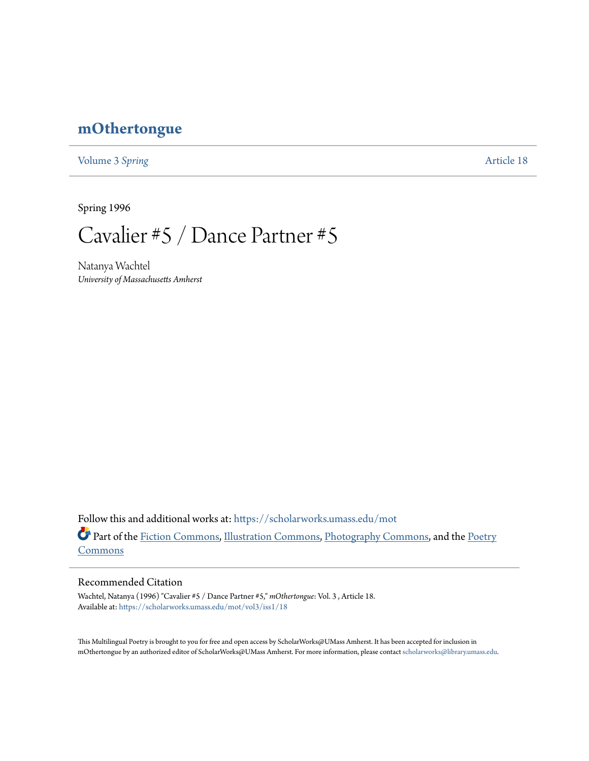# mOthertongue

Volume 3 *Spring* Article 18

Spring 1996

# Cavalier #5 / Dance Partner #5

Natanya Wachtel
*University of Massachusetts Amherst*

Follow this and additional works at: https://scholarworks.umass.edu/mot

Part of the Fiction Commons, Illustration Commons, Photography Commons, and the Poetry Commons

## Recommended Citation

Wachtel, Natanya (1996) "Cavalier #5 / Dance Partner #5," *mOthertongue*: Vol. 3 , Article 18.
Available at: https://scholarworks.umass.edu/mot/vol3/iss1/18

This Multilingual Poetry is brought to you for free and open access by ScholarWorks@UMass Amherst. It has been accepted for inclusion in mOthertongue by an authorized editor of ScholarWorks@UMass Amherst. For more information, please contact scholarworks@library.umass.edu.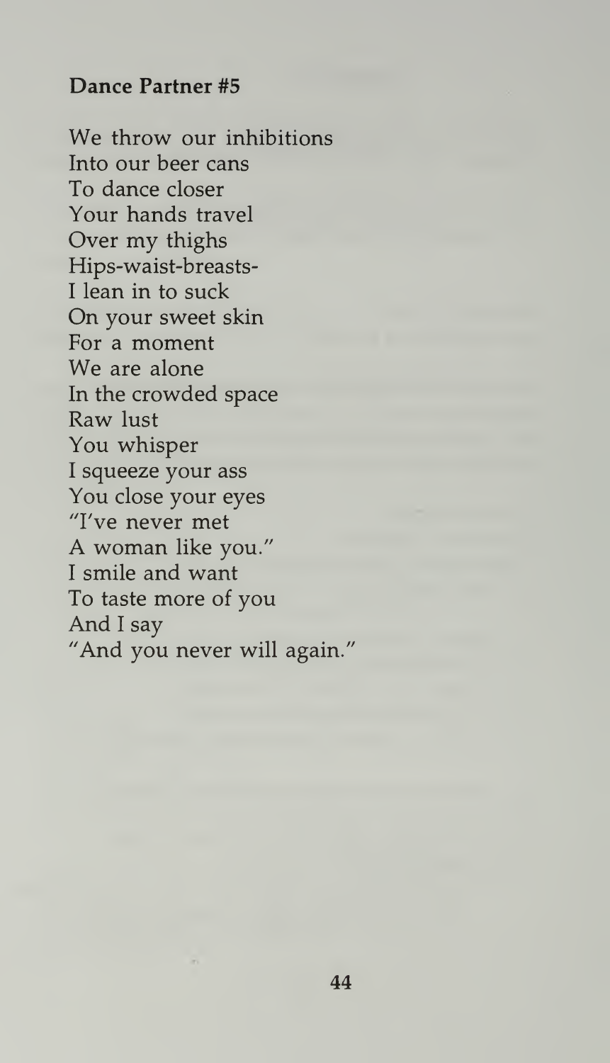**Dance Partner #5**

We throw our inhibitions  
Into our beer cans  
To dance closer  
Your hands travel  
Over my thighs  
Hips-waist-breasts-  
I lean in to suck  
On your sweet skin  
For a moment  
We are alone  
In the crowded space  
Raw lust  
You whisper  
I squeeze your ass  
You close your eyes  
"I've never met  
A woman like you."  
I smile and want  
To taste more of you  
And I say  
"And you never will again."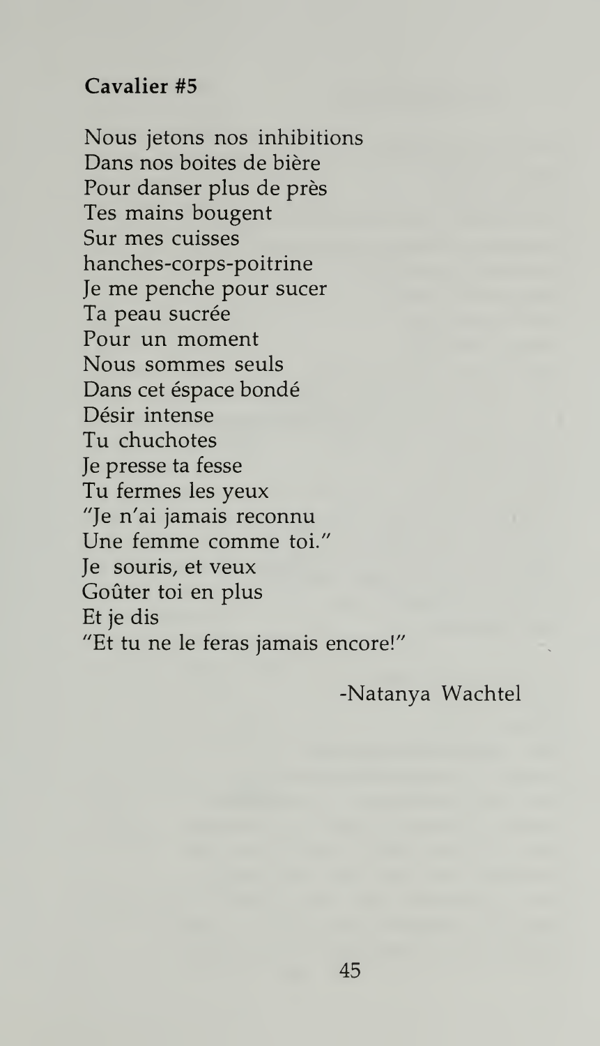**Cavalier #5**

Nous jetons nos inhibitions
Dans nos boites de bière
Pour danser plus de près
Tes mains bougent
Sur mes cuisses
hanches-corps-poitrine
Je me penche pour sucer
Ta peau sucrée
Pour un moment
Nous sommes seuls
Dans cet éspace bondé
Désir intense
Tu chuchotes
Je presse ta fesse
Tu fermes les yeux
"Je n'ai jamais reconnu
Une femme comme toi."
Je souris, et veux
Goûter toi en plus
Et je dis
"Et tu ne le feras jamais encore!"

-Natanya Wachtel